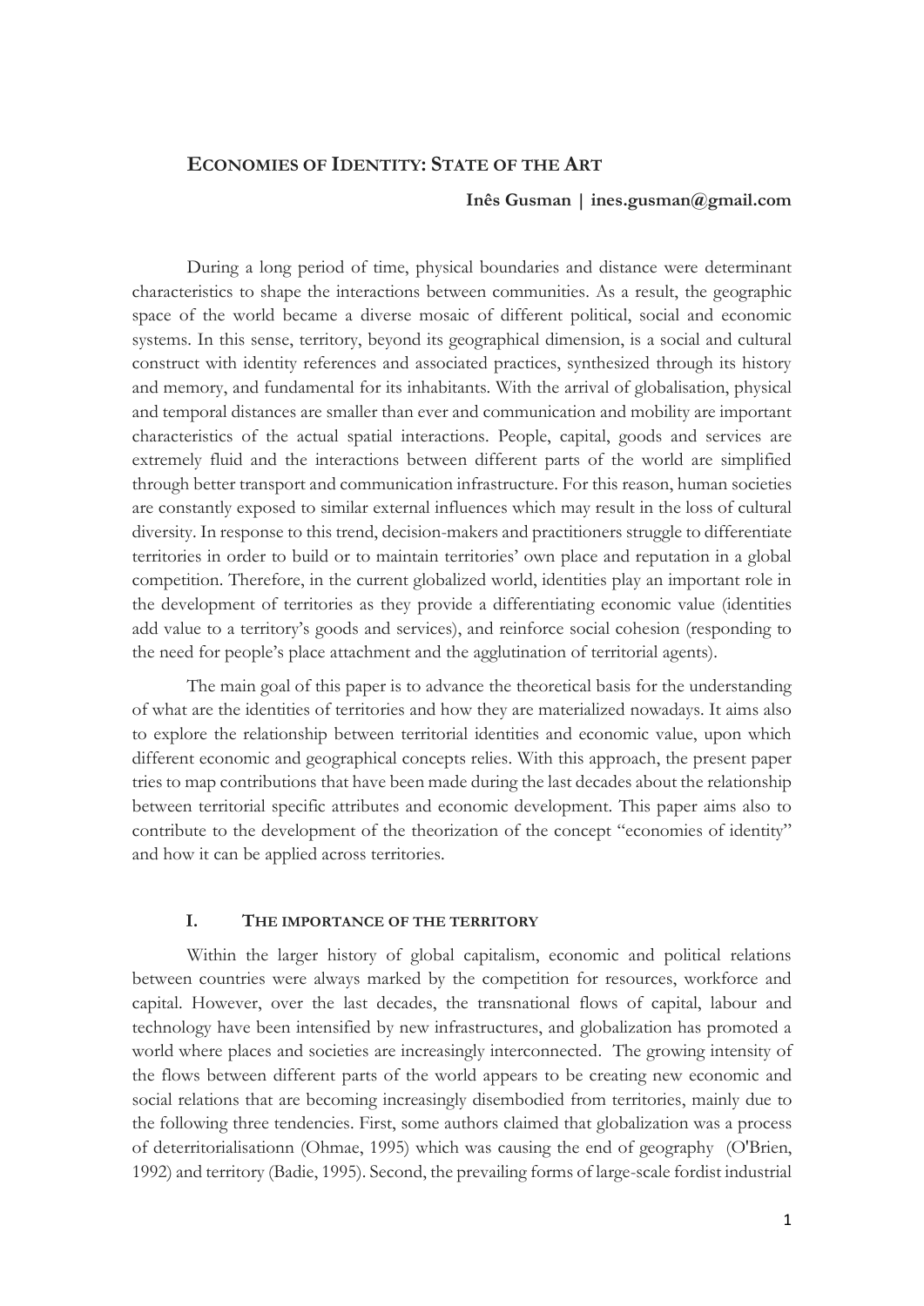## Economies of Identity: State of the Art

**Inês Gusman | ines.gusman@gmail.com**

During a long period of time, physical boundaries and distance were determinant characteristics to shape the interactions between communities. As a result, the geographic space of the world became a diverse mosaic of different political, social and economic systems. In this sense, territory, beyond its geographical dimension, is a social and cultural construct with identity references and associated practices, synthesized through its history and memory, and fundamental for its inhabitants. With the arrival of globalisation, physical and temporal distances are smaller than ever and communication and mobility are important characteristics of the actual spatial interactions. People, capital, goods and services are extremely fluid and the interactions between different parts of the world are simplified through better transport and communication infrastructure. For this reason, human societies are constantly exposed to similar external influences which may result in the loss of cultural diversity. In response to this trend, decision-makers and practitioners struggle to differentiate territories in order to build or to maintain territories' own place and reputation in a global competition. Therefore, in the current globalized world, identities play an important role in the development of territories as they provide a differentiating economic value (identities add value to a territory's goods and services), and reinforce social cohesion (responding to the need for people's place attachment and the agglutination of territorial agents).

The main goal of this paper is to advance the theoretical basis for the understanding of what are the identities of territories and how they are materialized nowadays. It aims also to explore the relationship between territorial identities and economic value, upon which different economic and geographical concepts relies. With this approach, the present paper tries to map contributions that have been made during the last decades about the relationship between territorial specific attributes and economic development. This paper aims also to contribute to the development of the theorization of the concept "economies of identity" and how it can be applied across territories.

### I. The importance of the territory

Within the larger history of global capitalism, economic and political relations between countries were always marked by the competition for resources, workforce and capital. However, over the last decades, the transnational flows of capital, labour and technology have been intensified by new infrastructures, and globalization has promoted a world where places and societies are increasingly interconnected. The growing intensity of the flows between different parts of the world appears to be creating new economic and social relations that are becoming increasingly disembodied from territories, mainly due to the following three tendencies. First, some authors claimed that globalization was a process of deterritorialisationn (Ohmae, 1995) which was causing the end of geography (O'Brien, 1992) and territory (Badie, 1995). Second, the prevailing forms of large-scale fordist industrial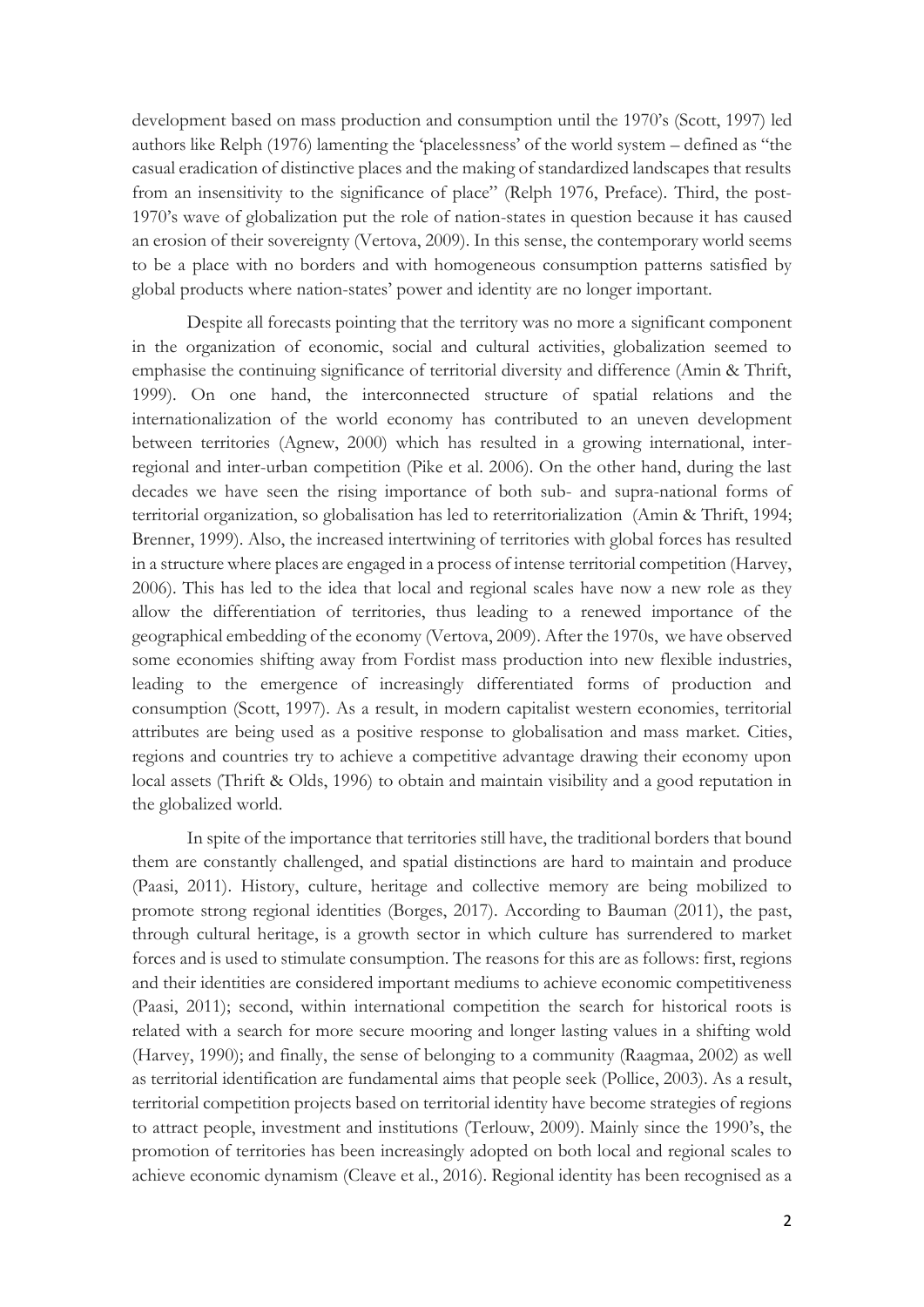development based on mass production and consumption until the 1970's (Scott, 1997) led authors like Relph (1976) lamenting the 'placelessness' of the world system – defined as "the casual eradication of distinctive places and the making of standardized landscapes that results from an insensitivity to the significance of place" (Relph 1976, Preface). Third, the post-1970's wave of globalization put the role of nation-states in question because it has caused an erosion of their sovereignty (Vertova, 2009). In this sense, the contemporary world seems to be a place with no borders and with homogeneous consumption patterns satisfied by global products where nation-states' power and identity are no longer important.

Despite all forecasts pointing that the territory was no more a significant component in the organization of economic, social and cultural activities, globalization seemed to emphasise the continuing significance of territorial diversity and difference (Amin & Thrift, 1999). On one hand, the interconnected structure of spatial relations and the internationalization of the world economy has contributed to an uneven development between territories (Agnew, 2000) which has resulted in a growing international, inter-regional and inter-urban competition (Pike et al. 2006). On the other hand, during the last decades we have seen the rising importance of both sub- and supra-national forms of territorial organization, so globalisation has led to reterritorialization (Amin & Thrift, 1994; Brenner, 1999). Also, the increased intertwining of territories with global forces has resulted in a structure where places are engaged in a process of intense territorial competition (Harvey, 2006). This has led to the idea that local and regional scales have now a new role as they allow the differentiation of territories, thus leading to a renewed importance of the geographical embedding of the economy (Vertova, 2009). After the 1970s, we have observed some economies shifting away from Fordist mass production into new flexible industries, leading to the emergence of increasingly differentiated forms of production and consumption (Scott, 1997). As a result, in modern capitalist western economies, territorial attributes are being used as a positive response to globalisation and mass market. Cities, regions and countries try to achieve a competitive advantage drawing their economy upon local assets (Thrift & Olds, 1996) to obtain and maintain visibility and a good reputation in the globalized world.

In spite of the importance that territories still have, the traditional borders that bound them are constantly challenged, and spatial distinctions are hard to maintain and produce (Paasi, 2011). History, culture, heritage and collective memory are being mobilized to promote strong regional identities (Borges, 2017). According to Bauman (2011), the past, through cultural heritage, is a growth sector in which culture has surrendered to market forces and is used to stimulate consumption. The reasons for this are as follows: first, regions and their identities are considered important mediums to achieve economic competitiveness (Paasi, 2011); second, within international competition the search for historical roots is related with a search for more secure mooring and longer lasting values in a shifting wold (Harvey, 1990); and finally, the sense of belonging to a community (Raagmaa, 2002) as well as territorial identification are fundamental aims that people seek (Pollice, 2003). As a result, territorial competition projects based on territorial identity have become strategies of regions to attract people, investment and institutions (Terlouw, 2009). Mainly since the 1990's, the promotion of territories has been increasingly adopted on both local and regional scales to achieve economic dynamism (Cleave et al., 2016). Regional identity has been recognised as a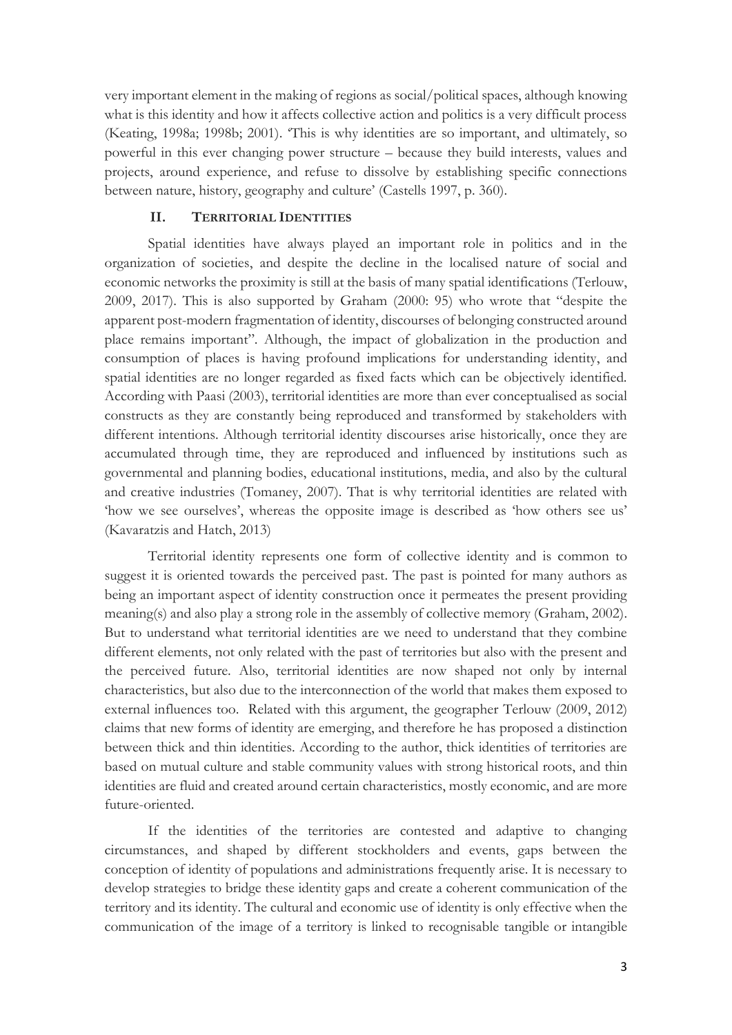very important element in the making of regions as social/political spaces, although knowing what is this identity and how it affects collective action and politics is a very difficult process (Keating, 1998a; 1998b; 2001). 'This is why identities are so important, and ultimately, so powerful in this ever changing power structure – because they build interests, values and projects, around experience, and refuse to dissolve by establishing specific connections between nature, history, geography and culture' (Castells 1997, p. 360).

## II. TERRITORIAL IDENTITIES

Spatial identities have always played an important role in politics and in the organization of societies, and despite the decline in the localised nature of social and economic networks the proximity is still at the basis of many spatial identifications (Terlouw, 2009, 2017). This is also supported by Graham (2000: 95) who wrote that "despite the apparent post-modern fragmentation of identity, discourses of belonging constructed around place remains important". Although, the impact of globalization in the production and consumption of places is having profound implications for understanding identity, and spatial identities are no longer regarded as fixed facts which can be objectively identified. According with Paasi (2003), territorial identities are more than ever conceptualised as social constructs as they are constantly being reproduced and transformed by stakeholders with different intentions. Although territorial identity discourses arise historically, once they are accumulated through time, they are reproduced and influenced by institutions such as governmental and planning bodies, educational institutions, media, and also by the cultural and creative industries (Tomaney, 2007). That is why territorial identities are related with 'how we see ourselves', whereas the opposite image is described as 'how others see us' (Kavaratzis and Hatch, 2013)

Territorial identity represents one form of collective identity and is common to suggest it is oriented towards the perceived past. The past is pointed for many authors as being an important aspect of identity construction once it permeates the present providing meaning(s) and also play a strong role in the assembly of collective memory (Graham, 2002). But to understand what territorial identities are we need to understand that they combine different elements, not only related with the past of territories but also with the present and the perceived future. Also, territorial identities are now shaped not only by internal characteristics, but also due to the interconnection of the world that makes them exposed to external influences too. Related with this argument, the geographer Terlouw (2009, 2012) claims that new forms of identity are emerging, and therefore he has proposed a distinction between thick and thin identities. According to the author, thick identities of territories are based on mutual culture and stable community values with strong historical roots, and thin identities are fluid and created around certain characteristics, mostly economic, and are more future-oriented.

If the identities of the territories are contested and adaptive to changing circumstances, and shaped by different stockholders and events, gaps between the conception of identity of populations and administrations frequently arise. It is necessary to develop strategies to bridge these identity gaps and create a coherent communication of the territory and its identity. The cultural and economic use of identity is only effective when the communication of the image of a territory is linked to recognisable tangible or intangible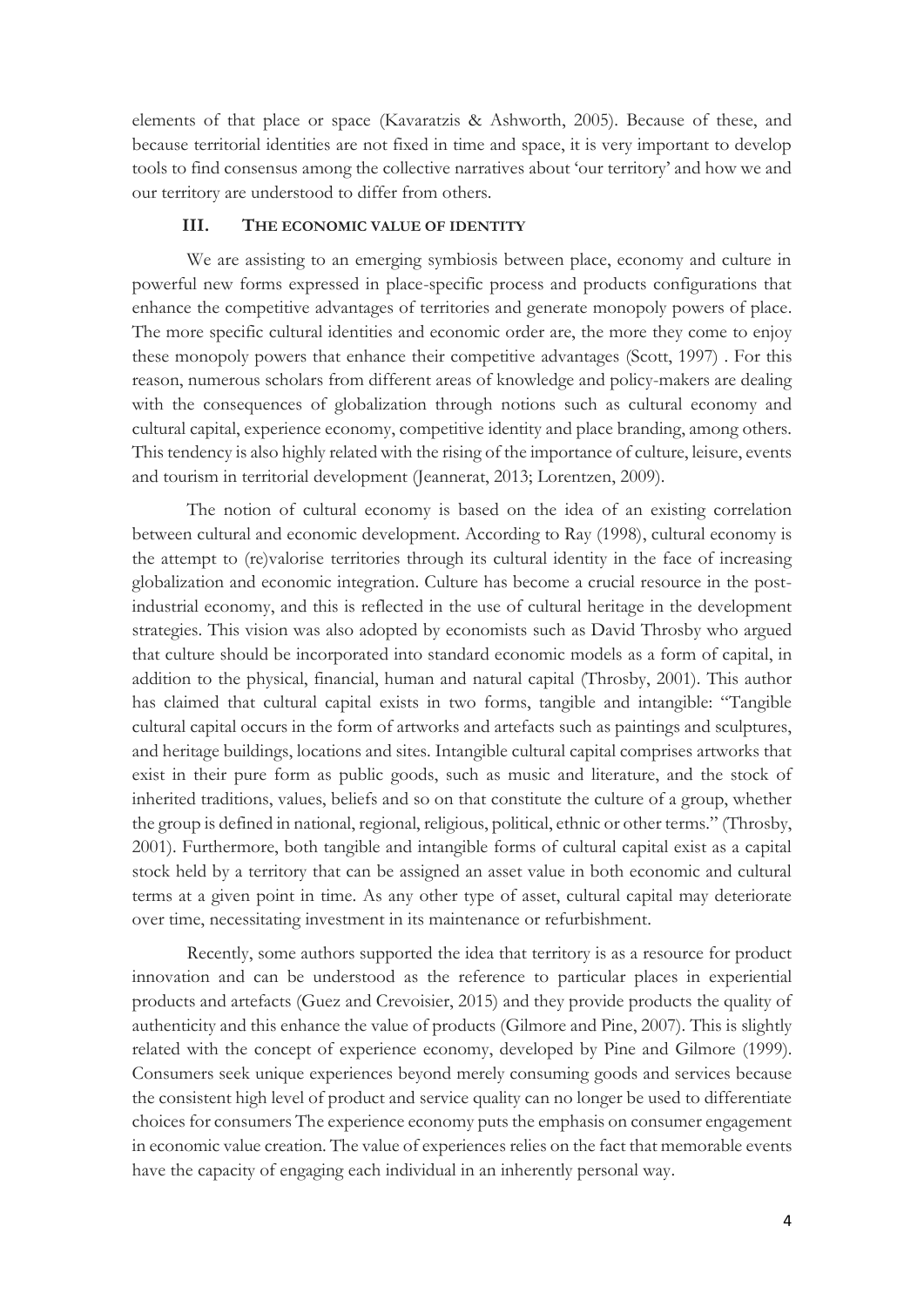elements of that place or space (Kavaratzis & Ashworth, 2005). Because of these, and because territorial identities are not fixed in time and space, it is very important to develop tools to find consensus among the collective narratives about 'our territory' and how we and our territory are understood to differ from others.

## III. THE ECONOMIC VALUE OF IDENTITY

We are assisting to an emerging symbiosis between place, economy and culture in powerful new forms expressed in place-specific process and products configurations that enhance the competitive advantages of territories and generate monopoly powers of place. The more specific cultural identities and economic order are, the more they come to enjoy these monopoly powers that enhance their competitive advantages (Scott, 1997) . For this reason, numerous scholars from different areas of knowledge and policy-makers are dealing with the consequences of globalization through notions such as cultural economy and cultural capital, experience economy, competitive identity and place branding, among others. This tendency is also highly related with the rising of the importance of culture, leisure, events and tourism in territorial development (Jeannerat, 2013; Lorentzen, 2009).

The notion of cultural economy is based on the idea of an existing correlation between cultural and economic development. According to Ray (1998), cultural economy is the attempt to (re)valorise territories through its cultural identity in the face of increasing globalization and economic integration. Culture has become a crucial resource in the post-industrial economy, and this is reflected in the use of cultural heritage in the development strategies. This vision was also adopted by economists such as David Throsby who argued that culture should be incorporated into standard economic models as a form of capital, in addition to the physical, financial, human and natural capital (Throsby, 2001). This author has claimed that cultural capital exists in two forms, tangible and intangible: "Tangible cultural capital occurs in the form of artworks and artefacts such as paintings and sculptures, and heritage buildings, locations and sites. Intangible cultural capital comprises artworks that exist in their pure form as public goods, such as music and literature, and the stock of inherited traditions, values, beliefs and so on that constitute the culture of a group, whether the group is defined in national, regional, religious, political, ethnic or other terms." (Throsby, 2001). Furthermore, both tangible and intangible forms of cultural capital exist as a capital stock held by a territory that can be assigned an asset value in both economic and cultural terms at a given point in time. As any other type of asset, cultural capital may deteriorate over time, necessitating investment in its maintenance or refurbishment.

Recently, some authors supported the idea that territory is as a resource for product innovation and can be understood as the reference to particular places in experiential products and artefacts (Guez and Crevoisier, 2015) and they provide products the quality of authenticity and this enhance the value of products (Gilmore and Pine, 2007). This is slightly related with the concept of experience economy, developed by Pine and Gilmore (1999). Consumers seek unique experiences beyond merely consuming goods and services because the consistent high level of product and service quality can no longer be used to differentiate choices for consumers The experience economy puts the emphasis on consumer engagement in economic value creation. The value of experiences relies on the fact that memorable events have the capacity of engaging each individual in an inherently personal way.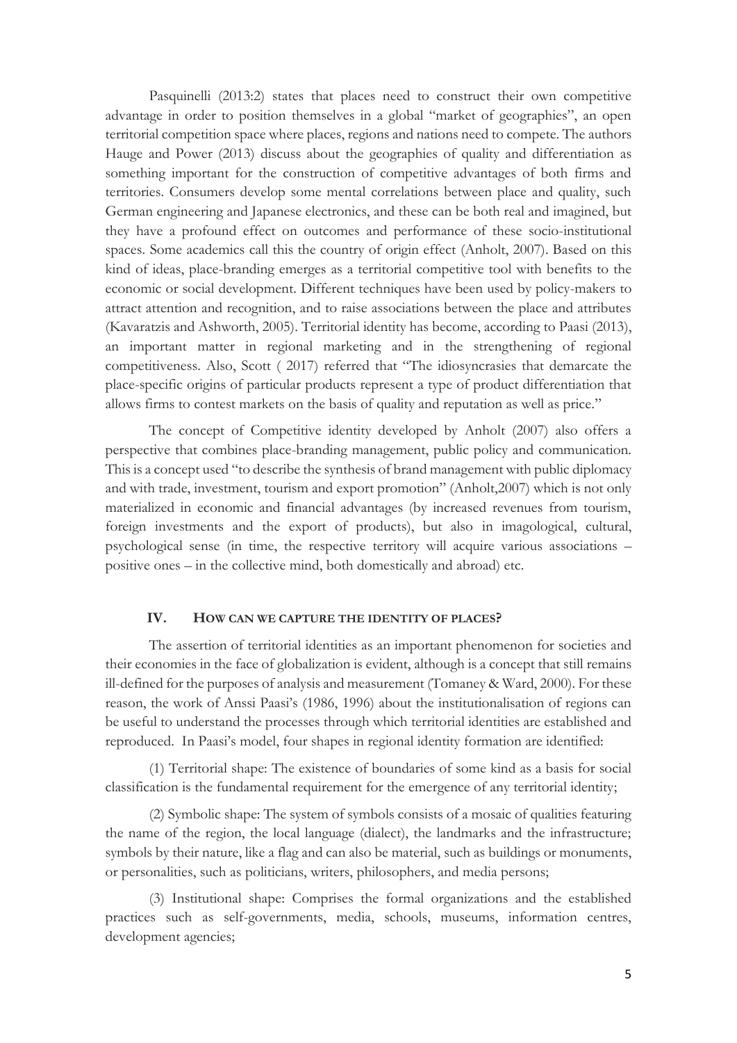Pasquinelli (2013:2) states that places need to construct their own competitive advantage in order to position themselves in a global "market of geographies", an open territorial competition space where places, regions and nations need to compete. The authors Hauge and Power (2013) discuss about the geographies of quality and differentiation as something important for the construction of competitive advantages of both firms and territories. Consumers develop some mental correlations between place and quality, such German engineering and Japanese electronics, and these can be both real and imagined, but they have a profound effect on outcomes and performance of these socio-institutional spaces. Some academics call this the country of origin effect (Anholt, 2007). Based on this kind of ideas, place-branding emerges as a territorial competitive tool with benefits to the economic or social development. Different techniques have been used by policy-makers to attract attention and recognition, and to raise associations between the place and attributes (Kavaratzis and Ashworth, 2005). Territorial identity has become, according to Paasi (2013), an important matter in regional marketing and in the strengthening of regional competitiveness. Also, Scott ( 2017) referred that "The idiosyncrasies that demarcate the place-specific origins of particular products represent a type of product differentiation that allows firms to contest markets on the basis of quality and reputation as well as price."

The concept of Competitive identity developed by Anholt (2007) also offers a perspective that combines place-branding management, public policy and communication. This is a concept used "to describe the synthesis of brand management with public diplomacy and with trade, investment, tourism and export promotion" (Anholt,2007) which is not only materialized in economic and financial advantages (by increased revenues from tourism, foreign investments and the export of products), but also in imagological, cultural, psychological sense (in time, the respective territory will acquire various associations – positive ones – in the collective mind, both domestically and abroad) etc.

## IV. How can we capture the identity of places?

The assertion of territorial identities as an important phenomenon for societies and their economies in the face of globalization is evident, although is a concept that still remains ill-defined for the purposes of analysis and measurement (Tomaney & Ward, 2000). For these reason, the work of Anssi Paasi's (1986, 1996) about the institutionalisation of regions can be useful to understand the processes through which territorial identities are established and reproduced. In Paasi's model, four shapes in regional identity formation are identified:

(1) Territorial shape: The existence of boundaries of some kind as a basis for social classification is the fundamental requirement for the emergence of any territorial identity;

(2) Symbolic shape: The system of symbols consists of a mosaic of qualities featuring the name of the region, the local language (dialect), the landmarks and the infrastructure; symbols by their nature, like a flag and can also be material, such as buildings or monuments, or personalities, such as politicians, writers, philosophers, and media persons;

(3) Institutional shape: Comprises the formal organizations and the established practices such as self-governments, media, schools, museums, information centres, development agencies;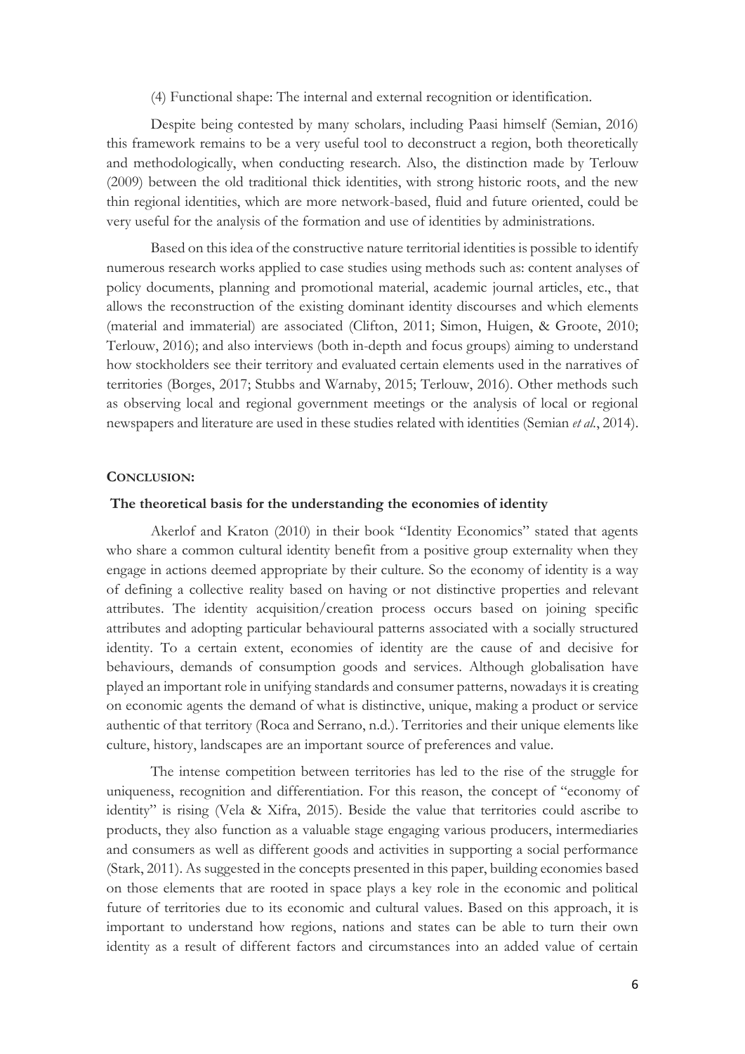(4) Functional shape: The internal and external recognition or identification.

Despite being contested by many scholars, including Paasi himself (Semian, 2016) this framework remains to be a very useful tool to deconstruct a region, both theoretically and methodologically, when conducting research. Also, the distinction made by Terlouw (2009) between the old traditional thick identities, with strong historic roots, and the new thin regional identities, which are more network-based, fluid and future oriented, could be very useful for the analysis of the formation and use of identities by administrations.

Based on this idea of the constructive nature territorial identities is possible to identify numerous research works applied to case studies using methods such as: content analyses of policy documents, planning and promotional material, academic journal articles, etc., that allows the reconstruction of the existing dominant identity discourses and which elements (material and immaterial) are associated (Clifton, 2011; Simon, Huigen, & Groote, 2010; Terlouw, 2016); and also interviews (both in-depth and focus groups) aiming to understand how stockholders see their territory and evaluated certain elements used in the narratives of territories (Borges, 2017; Stubbs and Warnaby, 2015; Terlouw, 2016). Other methods such as observing local and regional government meetings or the analysis of local or regional newspapers and literature are used in these studies related with identities (Semian *et al.*, 2014).

## **CONCLUSION:**

### **The theoretical basis for the understanding the economies of identity**

Akerlof and Kraton (2010) in their book "Identity Economics" stated that agents who share a common cultural identity benefit from a positive group externality when they engage in actions deemed appropriate by their culture. So the economy of identity is a way of defining a collective reality based on having or not distinctive properties and relevant attributes. The identity acquisition/creation process occurs based on joining specific attributes and adopting particular behavioural patterns associated with a socially structured identity. To a certain extent, economies of identity are the cause of and decisive for behaviours, demands of consumption goods and services. Although globalisation have played an important role in unifying standards and consumer patterns, nowadays it is creating on economic agents the demand of what is distinctive, unique, making a product or service authentic of that territory (Roca and Serrano, n.d.). Territories and their unique elements like culture, history, landscapes are an important source of preferences and value.

The intense competition between territories has led to the rise of the struggle for uniqueness, recognition and differentiation. For this reason, the concept of "economy of identity" is rising (Vela & Xifra, 2015). Beside the value that territories could ascribe to products, they also function as a valuable stage engaging various producers, intermediaries and consumers as well as different goods and activities in supporting a social performance (Stark, 2011). As suggested in the concepts presented in this paper, building economies based on those elements that are rooted in space plays a key role in the economic and political future of territories due to its economic and cultural values. Based on this approach, it is important to understand how regions, nations and states can be able to turn their own identity as a result of different factors and circumstances into an added value of certain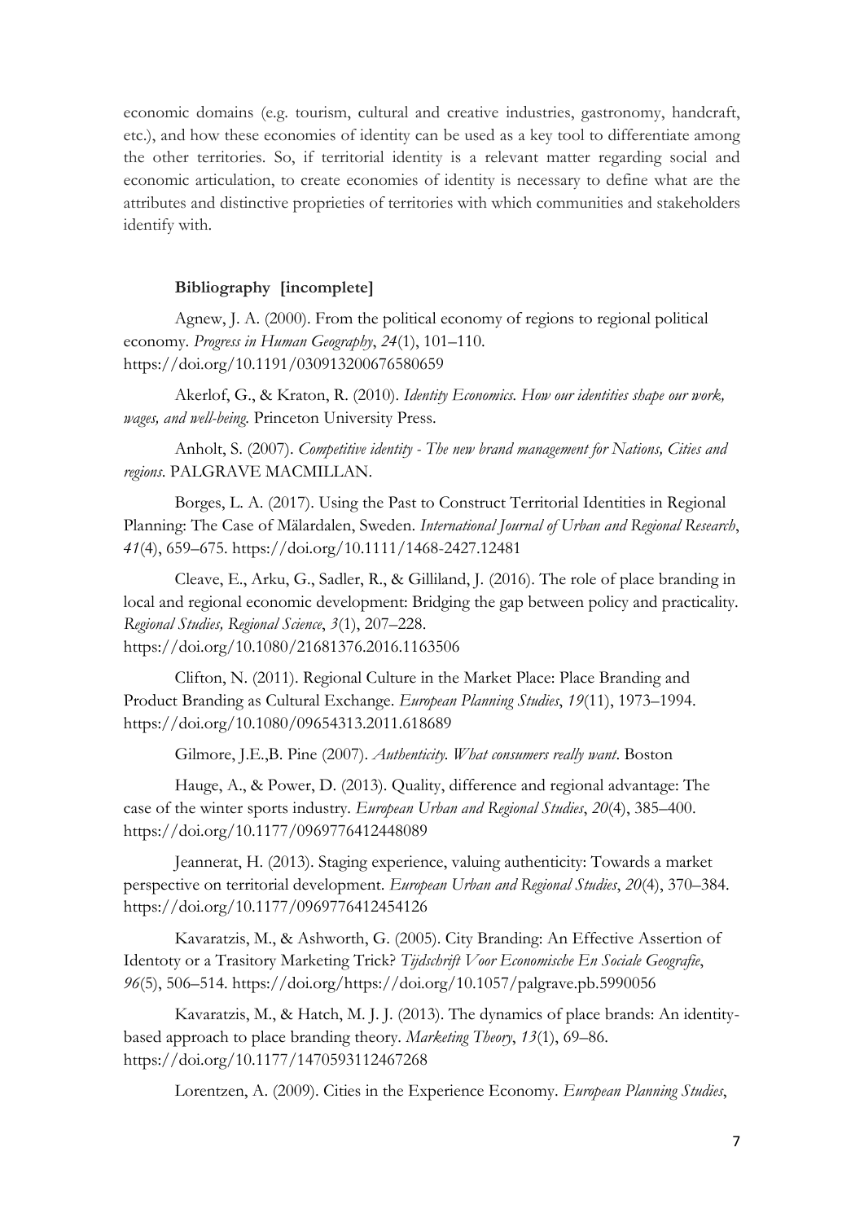economic domains (e.g. tourism, cultural and creative industries, gastronomy, handcraft, etc.), and how these economies of identity can be used as a key tool to differentiate among the other territories. So, if territorial identity is a relevant matter regarding social and economic articulation, to create economies of identity is necessary to define what are the attributes and distinctive proprieties of territories with which communities and stakeholders identify with.

**Bibliography [incomplete]**

Agnew, J. A. (2000). From the political economy of regions to regional political economy. *Progress in Human Geography*, *24*(1), 101–110. https://doi.org/10.1191/030913200676580659

Akerlof, G., & Kraton, R. (2010). *Identity Economics. How our identities shape our work, wages, and well-being*. Princeton University Press.

Anholt, S. (2007). *Competitive identity - The new brand management for Nations, Cities and regions*. PALGRAVE MACMILLAN.

Borges, L. A. (2017). Using the Past to Construct Territorial Identities in Regional Planning: The Case of Mälardalen, Sweden. *International Journal of Urban and Regional Research*, *41*(4), 659–675. https://doi.org/10.1111/1468-2427.12481

Cleave, E., Arku, G., Sadler, R., & Gilliland, J. (2016). The role of place branding in local and regional economic development: Bridging the gap between policy and practicality. *Regional Studies, Regional Science*, *3*(1), 207–228. https://doi.org/10.1080/21681376.2016.1163506

Clifton, N. (2011). Regional Culture in the Market Place: Place Branding and Product Branding as Cultural Exchange. *European Planning Studies*, *19*(11), 1973–1994. https://doi.org/10.1080/09654313.2011.618689

Gilmore, J.E.,B. Pine (2007). *Authenticity. What consumers really want*. Boston

Hauge, A., & Power, D. (2013). Quality, difference and regional advantage: The case of the winter sports industry. *European Urban and Regional Studies*, *20*(4), 385–400. https://doi.org/10.1177/0969776412448089

Jeannerat, H. (2013). Staging experience, valuing authenticity: Towards a market perspective on territorial development. *European Urban and Regional Studies*, *20*(4), 370–384. https://doi.org/10.1177/0969776412454126

Kavaratzis, M., & Ashworth, G. (2005). City Branding: An Effective Assertion of Identoty or a Trasitory Marketing Trick? *Tijdschrift Voor Economische En Sociale Geografie*, *96*(5), 506–514. https://doi.org/https://doi.org/10.1057/palgrave.pb.5990056

Kavaratzis, M., & Hatch, M. J. J. (2013). The dynamics of place brands: An identity-based approach to place branding theory. *Marketing Theory*, *13*(1), 69–86. https://doi.org/10.1177/1470593112467268

Lorentzen, A. (2009). Cities in the Experience Economy. *European Planning Studies*,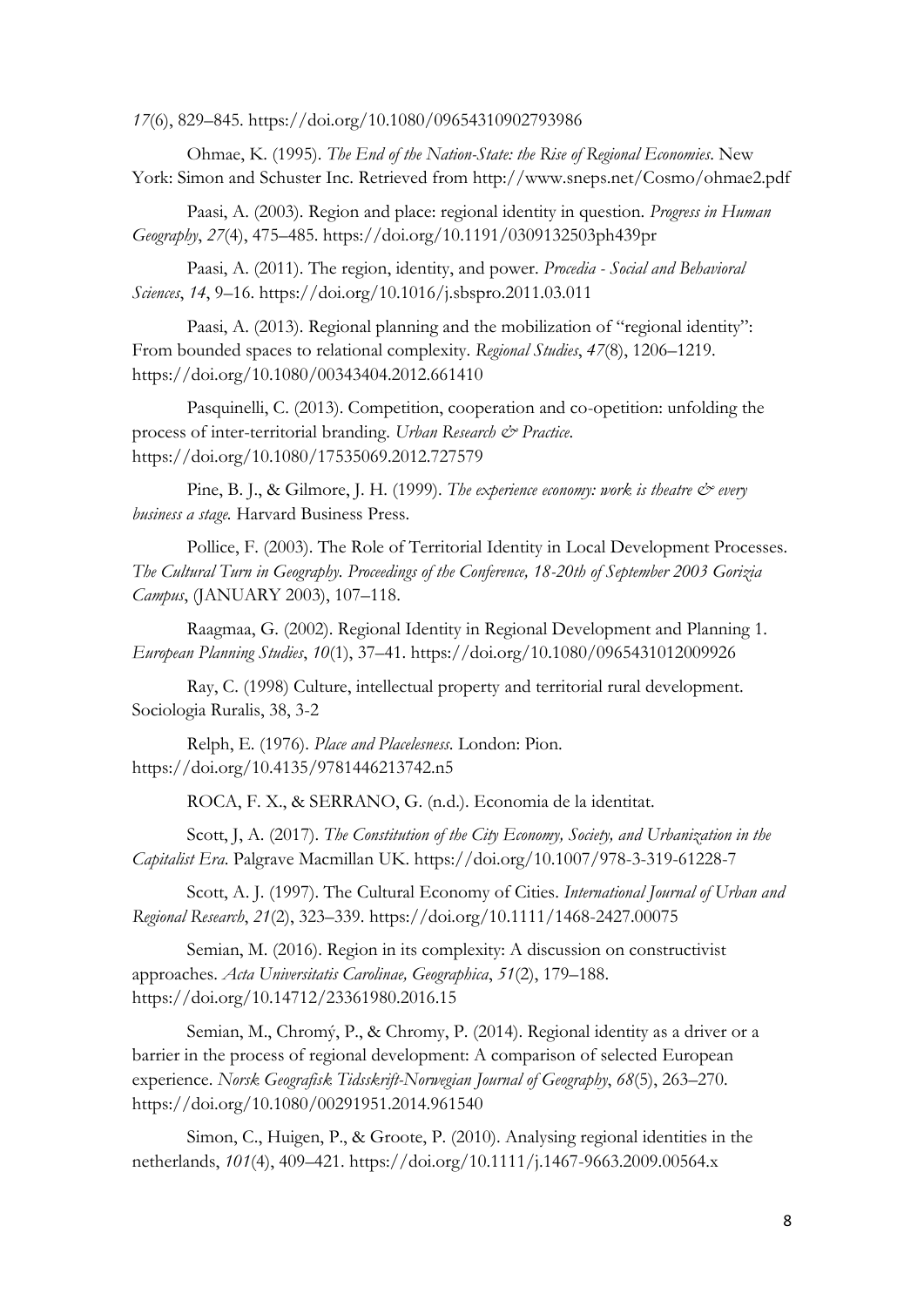*17*(6), 829–845. https://doi.org/10.1080/09654310902793986

Ohmae, K. (1995). *The End of the Nation-State: the Rise of Regional Economies*. New York: Simon and Schuster Inc. Retrieved from http://www.sneps.net/Cosmo/ohmae2.pdf

Paasi, A. (2003). Region and place: regional identity in question. *Progress in Human Geography*, *27*(4), 475–485. https://doi.org/10.1191/0309132503ph439pr

Paasi, A. (2011). The region, identity, and power. *Procedia - Social and Behavioral Sciences*, *14*, 9–16. https://doi.org/10.1016/j.sbspro.2011.03.011

Paasi, A. (2013). Regional planning and the mobilization of "regional identity": From bounded spaces to relational complexity. *Regional Studies*, *47*(8), 1206–1219. https://doi.org/10.1080/00343404.2012.661410

Pasquinelli, C. (2013). Competition, cooperation and co-opetition: unfolding the process of inter-territorial branding. *Urban Research & Practice*. https://doi.org/10.1080/17535069.2012.727579

Pine, B. J., & Gilmore, J. H. (1999). *The experience economy: work is theatre & every business a stage.* Harvard Business Press.

Pollice, F. (2003). The Role of Territorial Identity in Local Development Processes. *The Cultural Turn in Geography. Proceedings of the Conference, 18-20th of September 2003 Gorizia Campus*, (JANUARY 2003), 107–118.

Raagmaa, G. (2002). Regional Identity in Regional Development and Planning 1. *European Planning Studies*, *10*(1), 37–41. https://doi.org/10.1080/0965431012009926

Ray, C. (1998) Culture, intellectual property and territorial rural development. Sociologia Ruralis, 38, 3-2

Relph, E. (1976). *Place and Placelesness*. London: Pion. https://doi.org/10.4135/9781446213742.n5

ROCA, F. X., & SERRANO, G. (n.d.). Economia de la identitat.

Scott, J, A. (2017). *The Constitution of the City Economy, Society, and Urbanization in the Capitalist Era*. Palgrave Macmillan UK. https://doi.org/10.1007/978-3-319-61228-7

Scott, A. J. (1997). The Cultural Economy of Cities. *International Journal of Urban and Regional Research*, *21*(2), 323–339. https://doi.org/10.1111/1468-2427.00075

Semian, M. (2016). Region in its complexity: A discussion on constructivist approaches. *Acta Universitatis Carolinae, Geographica*, *51*(2), 179–188. https://doi.org/10.14712/23361980.2016.15

Semian, M., Chromý, P., & Chromy, P. (2014). Regional identity as a driver or a barrier in the process of regional development: A comparison of selected European experience. *Norsk Geografisk Tidsskrift-Norwegian Journal of Geography*, *68*(5), 263–270. https://doi.org/10.1080/00291951.2014.961540

Simon, C., Huigen, P., & Groote, P. (2010). Analysing regional identities in the netherlands, *101*(4), 409–421. https://doi.org/10.1111/j.1467-9663.2009.00564.x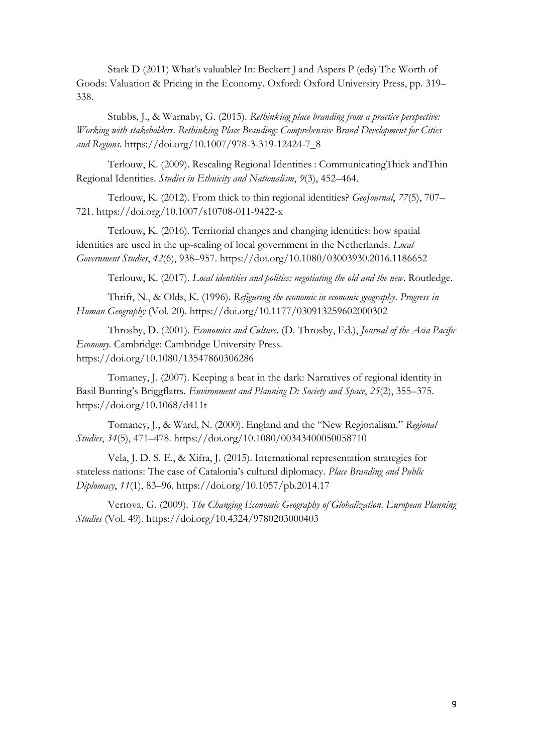Stark D (2011) What's valuable? In: Beckert J and Aspers P (eds) The Worth of Goods: Valuation & Pricing in the Economy. Oxford: Oxford University Press, pp. 319–338.

Stubbs, J., & Warnaby, G. (2015). *Rethinking place branding from a practice perspective: Working with stakeholders*. *Rethinking Place Branding: Comprehensive Brand Development for Cities and Regions*. https://doi.org/10.1007/978-3-319-12424-7_8

Terlouw, K. (2009). Rescaling Regional Identities : CommunicatingThick andThin Regional Identities. *Studies in Ethnicity and Nationalism*, *9*(3), 452–464.

Terlouw, K. (2012). From thick to thin regional identities? *GeoJournal*, *77*(5), 707–721. https://doi.org/10.1007/s10708-011-9422-x

Terlouw, K. (2016). Territorial changes and changing identities: how spatial identities are used in the up-scaling of local government in the Netherlands. *Local Government Studies*, *42*(6), 938–957. https://doi.org/10.1080/03003930.2016.1186652

Terlouw, K. (2017). *Local identities and politics: negotiating the old and the new*. Routledge.

Thrift, N., & Olds, K. (1996). *Refiguring the economic in economic geography*. *Progress in Human Geography* (Vol. 20). https://doi.org/10.1177/030913259602000302

Throsby, D. (2001). *Economics and Culture*. (D. Throsby, Ed.), *Journal of the Asia Pacific Economy*. Cambridge: Cambridge University Press. https://doi.org/10.1080/13547860306286

Tomaney, J. (2007). Keeping a beat in the dark: Narratives of regional identity in Basil Bunting's Briggflatts. *Environment and Planning D: Society and Space*, *25*(2), 355–375. https://doi.org/10.1068/d411t

Tomaney, J., & Ward, N. (2000). England and the "New Regionalism." *Regional Studies*, *34*(5), 471–478. https://doi.org/10.1080/00343400050058710

Vela, J. D. S. E., & Xifra, J. (2015). International representation strategies for stateless nations: The case of Catalonia's cultural diplomacy. *Place Branding and Public Diplomacy*, *11*(1), 83–96. https://doi.org/10.1057/pb.2014.17

Vertova, G. (2009). *The Changing Economic Geography of Globalization*. *European Planning Studies* (Vol. 49). https://doi.org/10.4324/9780203000403